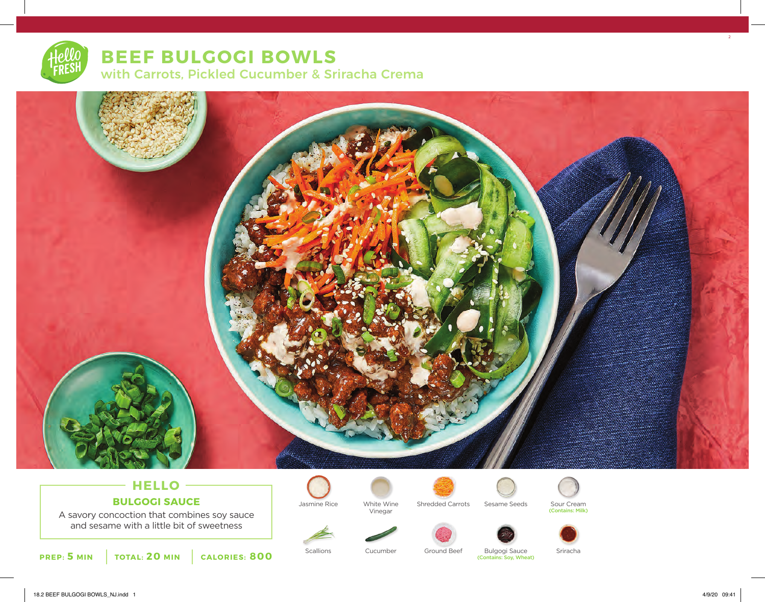# BEEF BULGOGI BOWLS

## with Carrots, Pickled Cucumber & Sriracha Crema

### HELLO

**BULGOGI SAUCE**

A savory concoction that combines soy sauce and sesame with a little bit of sweetness

**PREP: 5 MIN** | **TOTAL: 20 MIN** | **CALORIES: 800**

- Jasmine Rice
- White Wine Vinegar
- Shredded Carrots
- Sesame Seeds
- Sour Cream (Contains: Milk)
- Scallions
- Cucumber
- Ground Beef
- Bulgogi Sauce (Contains: Soy, Wheat)
- Sriracha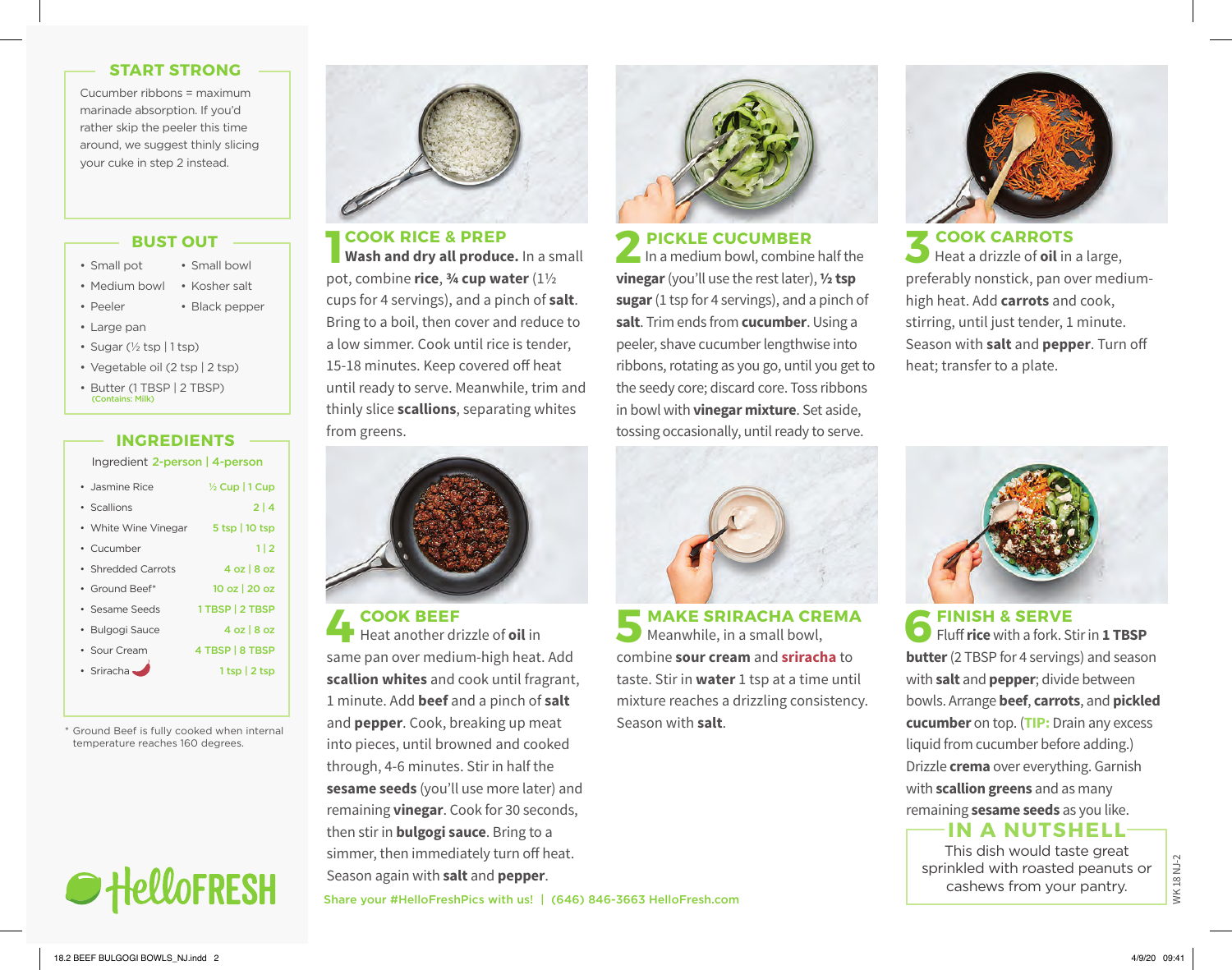## START STRONG

Cucumber ribbons = maximum marinade absorption. If you'd rather skip the peeler this time around, we suggest thinly slicing your cuke in step 2 instead.

## BUST OUT

- Small pot
- Small bowl
- Medium bowl
- Kosher salt
- Peeler
- Black pepper
- Large pan
- Sugar (½ tsp | 1 tsp)
- Vegetable oil (2 tsp | 2 tsp)
- Butter (1 TBSP | 2 TBSP) (Contains: Milk)

## INGREDIENTS

| Ingredient | 2-person \| 4-person |
|---|---|
| Jasmine Rice | ½ Cup \| 1 Cup |
| Scallions | 2 \| 4 |
| White Wine Vinegar | 5 tsp \| 10 tsp |
| Cucumber | 1 \| 2 |
| Shredded Carrots | 4 oz \| 8 oz |
| Ground Beef* | 10 oz \| 20 oz |
| Sesame Seeds | 1 TBSP \| 2 TBSP |
| Bulgogi Sauce | 4 oz \| 8 oz |
| Sour Cream | 4 TBSP \| 8 TBSP |
| Sriracha | 1 tsp \| 2 tsp |

* Ground Beef is fully cooked when internal temperature reaches 160 degrees.

HelloFRESH

## 1 COOK RICE & PREP

**Wash and dry all produce.** In a small pot, combine **rice**, **¾ cup water** (1½ cups for 4 servings), and a pinch of **salt**. Bring to a boil, then cover and reduce to a low simmer. Cook until rice is tender, 15-18 minutes. Keep covered off heat until ready to serve. Meanwhile, trim and thinly slice **scallions**, separating whites from greens.

## 2 PICKLE CUCUMBER

In a medium bowl, combine half the **vinegar** (you'll use the rest later), **½ tsp sugar** (1 tsp for 4 servings), and a pinch of **salt**. Trim ends from **cucumber**. Using a peeler, shave cucumber lengthwise into ribbons, rotating as you go, until you get to the seedy core; discard core. Toss ribbons in bowl with **vinegar mixture**. Set aside, tossing occasionally, until ready to serve.

## 3 COOK CARROTS

Heat a drizzle of **oil** in a large, preferably nonstick, pan over medium-high heat. Add **carrots** and cook, stirring, until just tender, 1 minute. Season with **salt** and **pepper**. Turn off heat; transfer to a plate.

## 4 COOK BEEF

Heat another drizzle of **oil** in same pan over medium-high heat. Add **scallion whites** and cook until fragrant, 1 minute. Add **beef** and a pinch of **salt** and **pepper**. Cook, breaking up meat into pieces, until browned and cooked through, 4-6 minutes. Stir in half the **sesame seeds** (you'll use more later) and remaining **vinegar**. Cook for 30 seconds, then stir in **bulgogi sauce**. Bring to a simmer, then immediately turn off heat. Season again with **salt** and **pepper**.

## 5 MAKE SRIRACHA CREMA

Meanwhile, in a small bowl, combine **sour cream** and **sriracha** to taste. Stir in **water** 1 tsp at a time until mixture reaches a drizzling consistency. Season with **salt**.

## 6 FINISH & SERVE

Fluff **rice** with a fork. Stir in **1 TBSP butter** (2 TBSP for 4 servings) and season with **salt** and **pepper**; divide between bowls. Arrange **beef**, **carrots**, and **pickled cucumber** on top. (**TIP:** Drain any excess liquid from cucumber before adding.) Drizzle **crema** over everything. Garnish with **scallion greens** and as many remaining **sesame seeds** as you like.

## IN A NUTSHELL

This dish would taste great sprinkled with roasted peanuts or cashews from your pantry.

Share your #HelloFreshPics with us! | (646) 846-3663 HelloFresh.com

WK 18 NJ-2